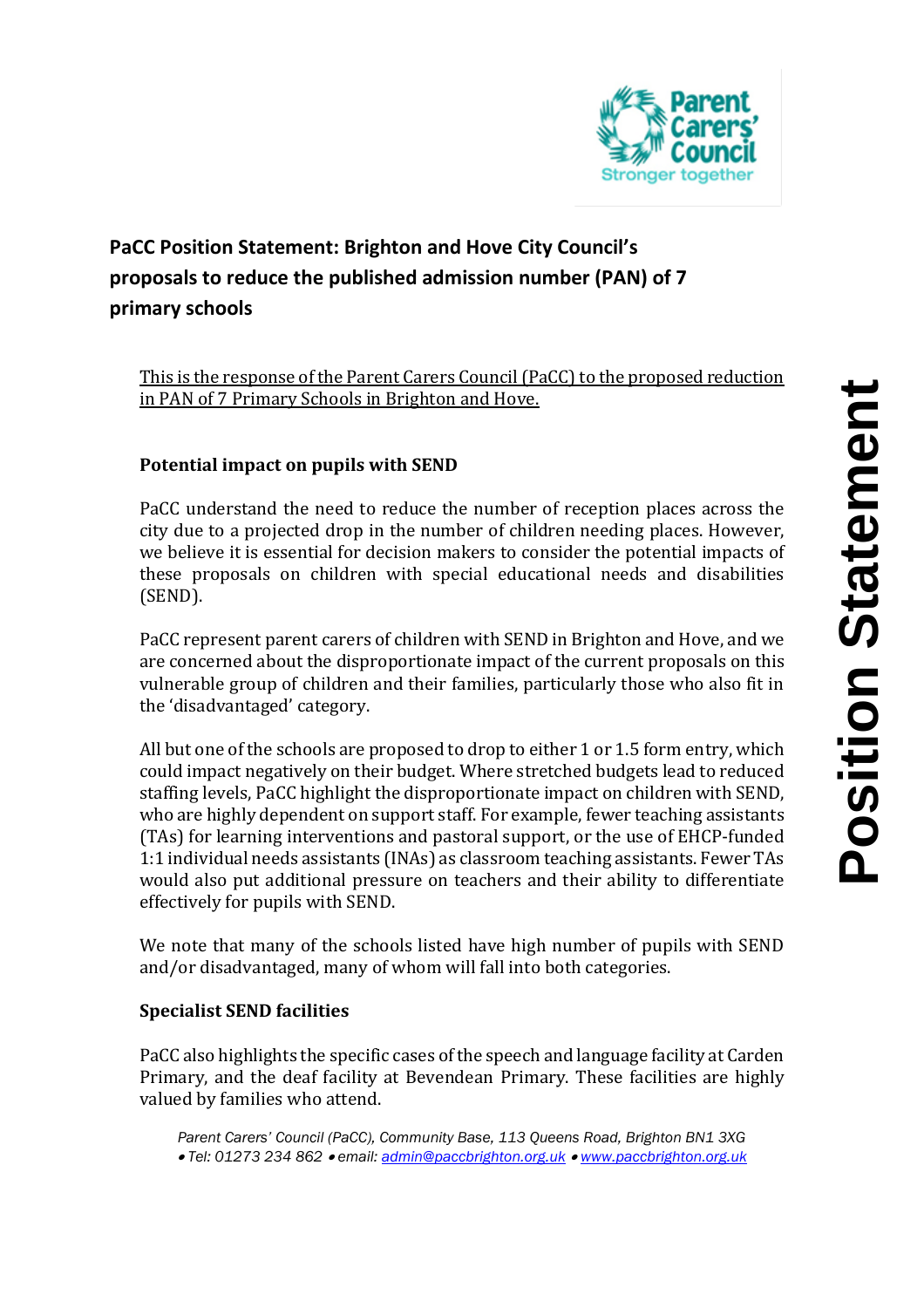# PaCC Position Statement: Brighton and Hove City Council's proposals to reduce the published admission number (PAN) of 7 primary schools

This is the response of the Parent Carers Council (PaCC) to the proposed reduction in PAN of 7 Primary Schools in Brighton and Hove.

## Potential impact on pupils with SEND

PaCC understand the need to reduce the number of reception places across the city due to a projected drop in the number of children needing places. However, we believe it is essential for decision makers to consider the potential impacts of these proposals on children with special educational needs and disabilities (SEND).

PaCC represent parent carers of children with SEND in Brighton and Hove, and we are concerned about the disproportionate impact of the current proposals on this vulnerable group of children and their families, particularly those who also fit in the 'disadvantaged' category.

All but one of the schools are proposed to drop to either 1 or 1.5 form entry, which could impact negatively on their budget. Where stretched budgets lead to reduced staffing levels, PaCC highlight the disproportionate impact on children with SEND, who are highly dependent on support staff. For example, fewer teaching assistants (TAs) for learning interventions and pastoral support, or the use of EHCP-funded 1:1 individual needs assistants (INAs) as classroom teaching assistants. Fewer TAs would also put additional pressure on teachers and their ability to differentiate effectively for pupils with SEND.

We note that many of the schools listed have high number of pupils with SEND and/or disadvantaged, many of whom will fall into both categories.

## Specialist SEND facilities

PaCC also highlights the specific cases of the speech and language facility at Carden Primary, and the deaf facility at Bevendean Primary. These facilities are highly valued by families who attend.

*Parent Carers' Council (PaCC), Community Base, 113 Queens Road, Brighton BN1 3XG • Tel: 01273 234 862 • email: admin@paccbrighton.org.uk • www.paccbrighton.org.uk*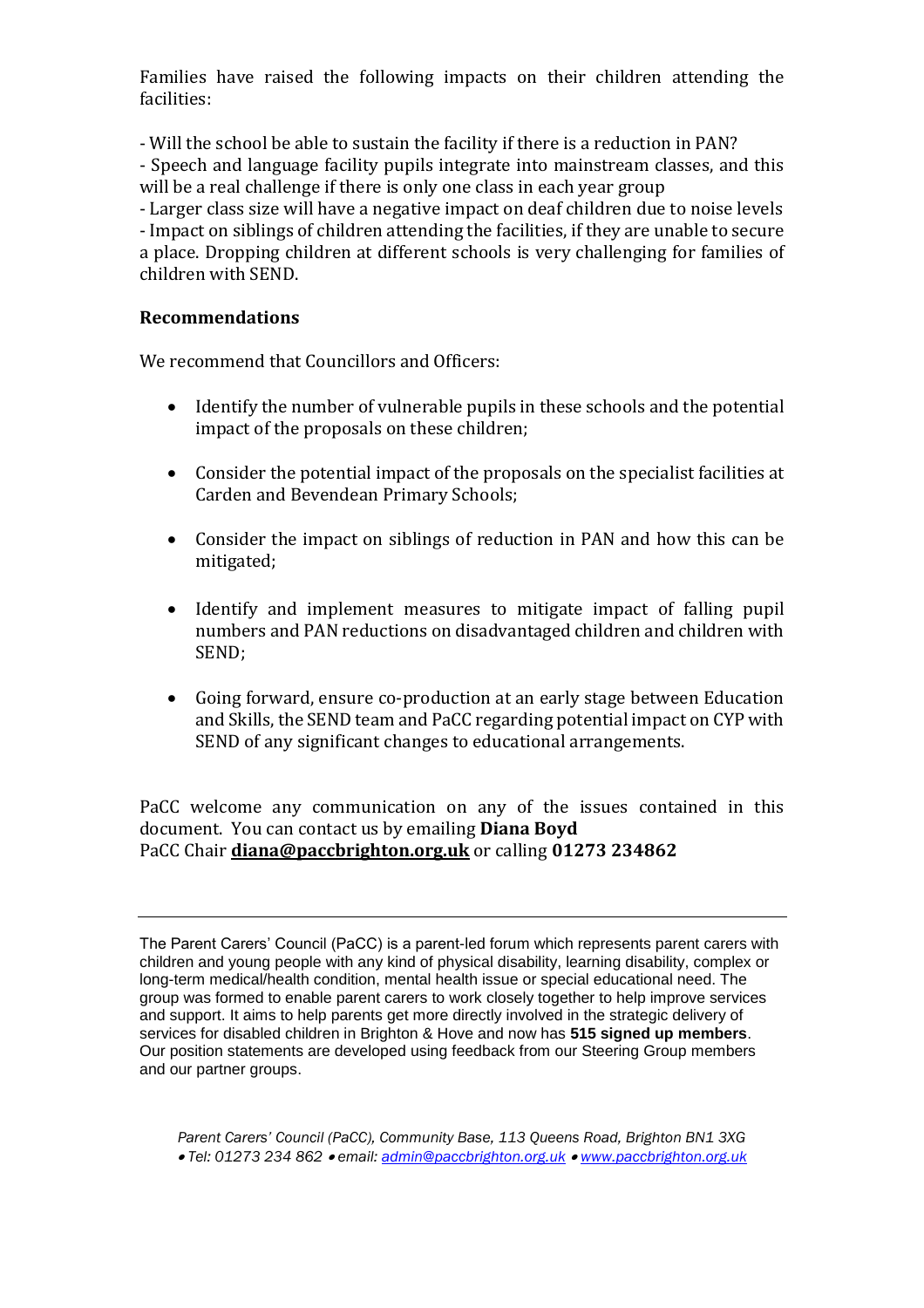Families have raised the following impacts on their children attending the facilities:

- Will the school be able to sustain the facility if there is a reduction in PAN?
- Speech and language facility pupils integrate into mainstream classes, and this will be a real challenge if there is only one class in each year group
- Larger class size will have a negative impact on deaf children due to noise levels
- Impact on siblings of children attending the facilities, if they are unable to secure a place. Dropping children at different schools is very challenging for families of children with SEND.

**Recommendations**

We recommend that Councillors and Officers:

- Identify the number of vulnerable pupils in these schools and the potential impact of the proposals on these children;
- Consider the potential impact of the proposals on the specialist facilities at Carden and Bevendean Primary Schools;
- Consider the impact on siblings of reduction in PAN and how this can be mitigated;
- Identify and implement measures to mitigate impact of falling pupil numbers and PAN reductions on disadvantaged children and children with SEND;
- Going forward, ensure co-production at an early stage between Education and Skills, the SEND team and PaCC regarding potential impact on CYP with SEND of any significant changes to educational arrangements.

PaCC welcome any communication on any of the issues contained in this document. You can contact us by emailing **Diana Boyd** PaCC Chair **diana@paccbrighton.org.uk** or calling **01273 234862**

---

The Parent Carers' Council (PaCC) is a parent-led forum which represents parent carers with children and young people with any kind of physical disability, learning disability, complex or long-term medical/health condition, mental health issue or special educational need. The group was formed to enable parent carers to work closely together to help improve services and support. It aims to help parents get more directly involved in the strategic delivery of services for disabled children in Brighton & Hove and now has **515 signed up members**. Our position statements are developed using feedback from our Steering Group members and our partner groups.

*Parent Carers' Council (PaCC), Community Base, 113 Queens Road, Brighton BN1 3XG*
*• Tel: 01273 234 862 • email: admin@paccbrighton.org.uk • www.paccbrighton.org.uk*